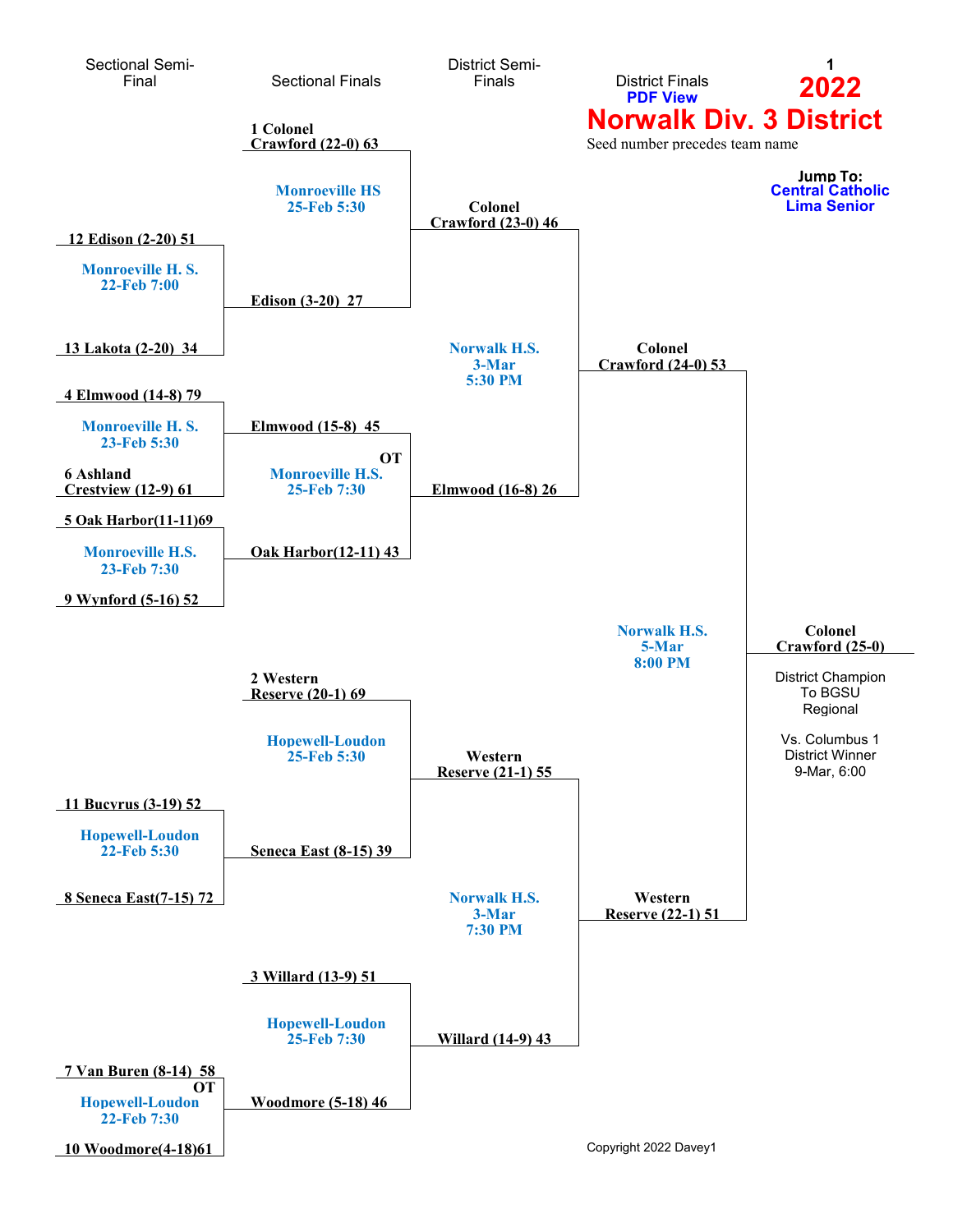# 2022 Norwalk Div. 3 District

PDF View

Seed number precedes team name

Jump To:
Central Catholic
Lima Senior

## Sectional Semi-Final

- 12 Edison (2-20) 51 vs. 13 Lakota (2-20) 34 — Monroeville H. S., 22-Feb 7:00
- 4 Elmwood (14-8) 79 vs. 6 Ashland Crestview (12-9) 61 — Monroeville H. S., 23-Feb 5:30
- 5 Oak Harbor(11-11)69 vs. 9 Wynford (5-16) 52 — Monroeville H.S., 23-Feb 7:30
- 11 Bucyrus (3-19) 52 vs. 8 Seneca East(7-15) 72 — Hopewell-Loudon, 22-Feb 5:30
- 7 Van Buren (8-14) 58 vs. 10 Woodmore(4-18)61 — OT — Hopewell-Loudon, 22-Feb 7:30

## Sectional Finals

- 1 Colonel Crawford (22-0) 63 vs. Edison (3-20) 27 — Monroeville HS, 25-Feb 5:30
- Elmwood (15-8) 45 vs. Oak Harbor(12-11) 43 — OT — Monroeville H.S., 25-Feb 7:30
- 2 Western Reserve (20-1) 69 vs. Seneca East (8-15) 39 — Hopewell-Loudon, 25-Feb 5:30
- 3 Willard (13-9) 51 vs. Woodmore (5-18) 46 — Hopewell-Loudon, 25-Feb 7:30

## District Semi-Finals

- Colonel Crawford (23-0) 46 vs. Elmwood (16-8) 26 — Norwalk H.S., 3-Mar, 5:30 PM
- Western Reserve (21-1) 55 vs. Willard (14-9) 43 — Norwalk H.S., 3-Mar, 7:30 PM

## District Finals

- Colonel Crawford (24-0) 53 vs. Western Reserve (22-1) 51 — Norwalk H.S., 5-Mar, 8:00 PM

**Colonel Crawford (25-0)**

District Champion
To BGSU Regional

Vs. Columbus 1 District Winner
9-Mar, 6:00

Copyright 2022 Davey1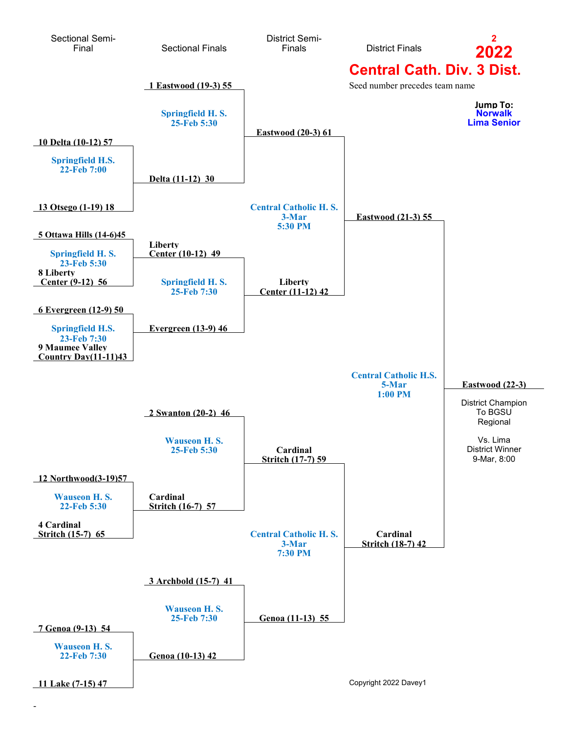# 2022

# Central Cath. Div. 3 Dist.

Seed number precedes team name

**Jump To:**
Norwalk
Lima Senior

## Sectional Semi-Final

- 10 Delta (10-12) 57 vs. 13 Otsego (1-19) 18 — Springfield H.S. 22-Feb 7:00
- 5 Ottawa Hills (14-6)45 vs. 8 Liberty Center (9-12) 56 — Springfield H. S. 23-Feb 5:30
- 6 Evergreen (12-9) 50 vs. 9 Maumee Valley Country Day(11-11)43 — Springfield H.S. 23-Feb 7:30
- 12 Northwood(3-19)57 vs. 4 Cardinal Stritch (15-7) 65 — Wauseon H. S. 22-Feb 5:30
- 7 Genoa (9-13) 54 vs. 11 Lake (7-15) 47 — Wauseon H. S. 22-Feb 7:30

## Sectional Finals

- 1 Eastwood (19-3) 55 vs. Delta (11-12) 30 — Springfield H. S. 25-Feb 5:30
- Liberty Center (10-12) 49 vs. Evergreen (13-9) 46 — Springfield H. S. 25-Feb 7:30
- 2 Swanton (20-2) 46 vs. Cardinal Stritch (16-7) 57 — Wauseon H. S. 25-Feb 5:30
- 3 Archbold (15-7) 41 vs. Genoa (10-13) 42 — Wauseon H. S. 25-Feb 7:30

## District Semi-Finals

- Eastwood (20-3) 61 vs. Liberty Center (11-12) 42 — Central Catholic H. S. 3-Mar 5:30 PM
- Cardinal Stritch (17-7) 59 vs. Genoa (11-13) 55 — Central Catholic H. S. 3-Mar 7:30 PM

## District Finals

- Eastwood (21-3) 55 vs. Cardinal Stritch (18-7) 42 — Central Catholic H.S. 5-Mar 1:00 PM

**Eastwood (22-3)**

District Champion
To BGSU
Regional

Vs. Lima
District Winner
9-Mar, 8:00

Copyright 2022 Davey1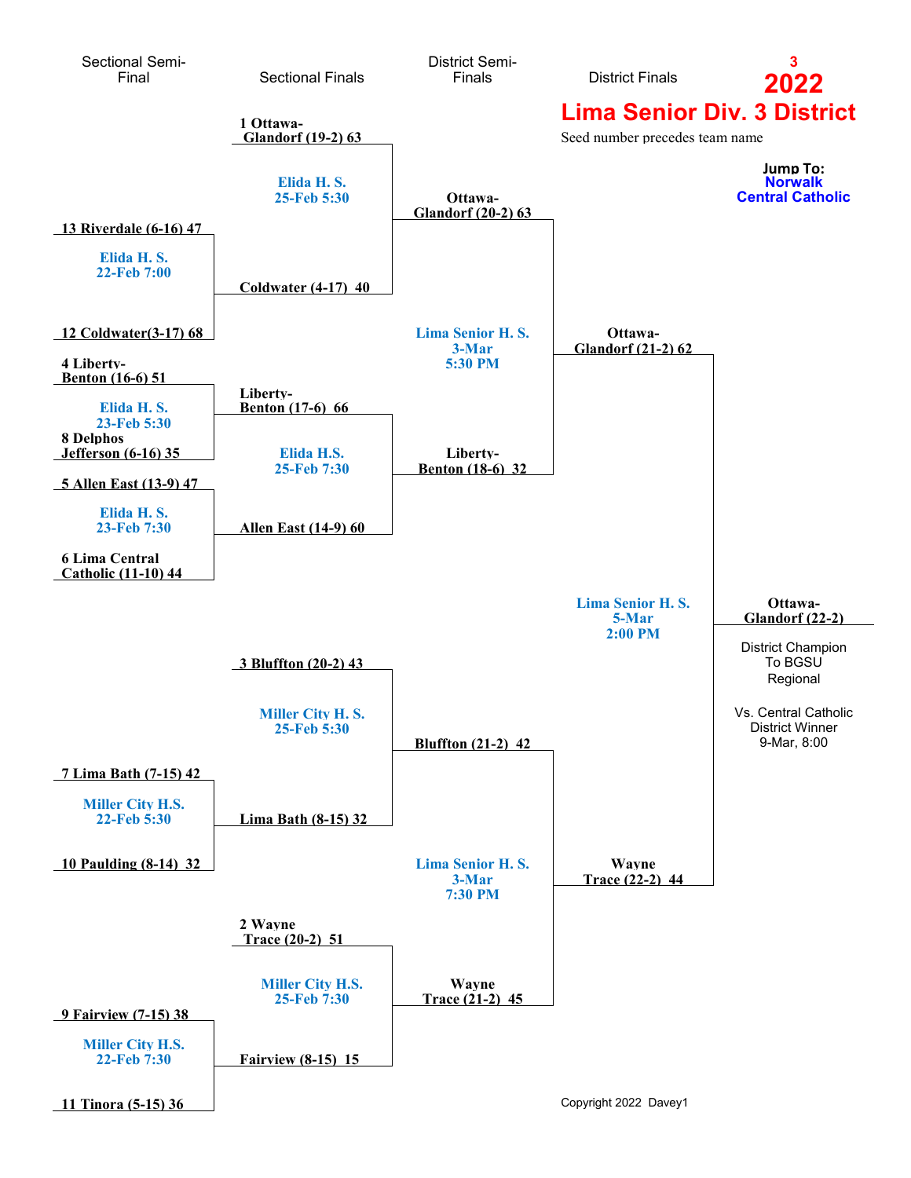# 3
# 2022
# Lima Senior Div. 3 District

Seed number precedes team name

Jump To:
Norwalk
Central Catholic

## Sectional Semi-Final

- 13 Riverdale (6-16) 47 vs. 12 Coldwater(3-17) 68 — Elida H. S. 22-Feb 7:00
- 4 Liberty-Benton (16-6) 51 vs. 8 Delphos Jefferson (6-16) 35 — Elida H. S. 23-Feb 5:30
- 5 Allen East (13-9) 47 vs. 6 Lima Central Catholic (11-10) 44 — Elida H. S. 23-Feb 7:30
- 7 Lima Bath (7-15) 42 vs. 10 Paulding (8-14) 32 — Miller City H.S. 22-Feb 5:30
- 9 Fairview (7-15) 38 vs. 11 Tinora (5-15) 36 — Miller City H.S. 22-Feb 7:30

## Sectional Finals

- 1 Ottawa-Glandorf (19-2) 63 vs. Coldwater (4-17) 40 — Elida H. S. 25-Feb 5:30
- Liberty-Benton (17-6) 66 vs. Allen East (14-9) 60 — Elida H.S. 25-Feb 7:30
- 3 Bluffton (20-2) 43 vs. Lima Bath (8-15) 32 — Miller City H. S. 25-Feb 5:30
- 2 Wayne Trace (20-2) 51 vs. Fairview (8-15) 15 — Miller City H.S. 25-Feb 7:30

## District Semi-Finals

- Ottawa-Glandorf (20-2) 63 vs. Liberty-Benton (18-6) 32 — Lima Senior H. S. 3-Mar 5:30 PM
- Bluffton (21-2) 42 vs. Wayne Trace (21-2) 45 — Lima Senior H. S. 3-Mar 7:30 PM

## District Finals

- Ottawa-Glandorf (21-2) 62 vs. Wayne Trace (22-2) 44 — Lima Senior H. S. 5-Mar 2:00 PM

Ottawa-Glandorf (22-2)

District Champion To BGSU Regional

Vs. Central Catholic District Winner 9-Mar, 8:00

Copyright 2022 Davey1